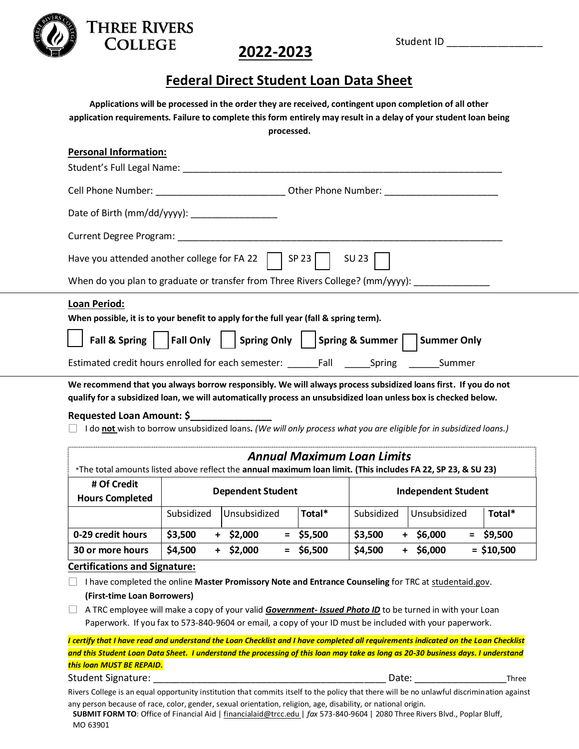THREE RIVERS COLLEGE

Student ID ________________

# 2022-2023

## Federal Direct Student Loan Data Sheet

**Applications will be processed in the order they are received, contingent upon completion of all other application requirements. Failure to complete this form entirely may result in a delay of your student loan being processed.**

### Personal Information:

Student's Full Legal Name: ____________________________________________________________

Cell Phone Number: ________________________ Other Phone Number: _____________________

Date of Birth (mm/dd/yyyy): ________________

Current Degree Program: ____________________________________________________________

Have you attended another college for FA 22 ☐ SP 23 ☐ SU 23 ☐

When do you plan to graduate or transfer from Three Rivers College? (mm/yyyy): ______________

### Loan Period:

**When possible, it is to your benefit to apply for the full year (fall & spring term).**

☐ **Fall & Spring** ☐ **Fall Only** ☐ **Spring Only** ☐ **Spring & Summer** ☐ **Summer Only**

Estimated credit hours enrolled for each semester: ______Fall _____Spring ______Summer

**We recommend that you always borrow responsibly. We will always process subsidized loans first. If you do not qualify for a subsidized loan, we will automatically process an unsubsidized loan unless box is checked below.**

**Requested Loan Amount: $_______________**

☐ I do **not** wish to borrow unsubsidized loans**.** *(We will only process what you are eligible for in subsidized loans.)*

### *Annual Maximum Loan Limits*

*The total amounts listed above reflect the **annual maximum loan limit. (This includes FA 22, SP 23, & SU 23)**

| # Of Credit Hours Completed | Dependent Student | | | Independent Student | | |
|---|---|---|---|---|---|---|
| | Subsidized | Unsubsidized | Total* | Subsidized | Unsubsidized | Total* |
| **0-29 credit hours** | **$3,500** | **+ $2,000** | **= $5,500** | **$3,500** | **+ $6,000** | **= $9,500** |
| **30 or more hours** | **$4,500** | **+ $2,000** | **= $6,500** | **$4,500** | **+ $6,000** | **= $10,500** |

### Certifications and Signature:

☐ I have completed the online **Master Promissory Note and Entrance Counseling** for TRC at studentaid.gov. **(First-time Loan Borrowers)**

☐ A TRC employee will make a copy of your valid ***Government- Issued Photo ID*** to be turned in with your Loan Paperwork. If you fax to 573-840-9604 or email, a copy of your ID must be included with your paperwork.

***I certify that I have read and understand the Loan Checklist and I have completed all requirements indicated on the Loan Checklist and this Student Loan Data Sheet. I understand the processing of this loan may take as long as 20-30 business days. I understand this loan MUST BE REPAID.***

Student Signature: ____________________________________________ Date: _________________

Three Rivers College is an equal opportunity institution that commits itself to the policy that there will be no unlawful discrimination against any person because of race, color, gender, sexual orientation, religion, age, disability, or national origin.

**SUBMIT FORM TO**: Office of Financial Aid | financialaid@trcc.edu | *fax* 573-840-9604 | 2080 Three Rivers Blvd., Poplar Bluff, MO 63901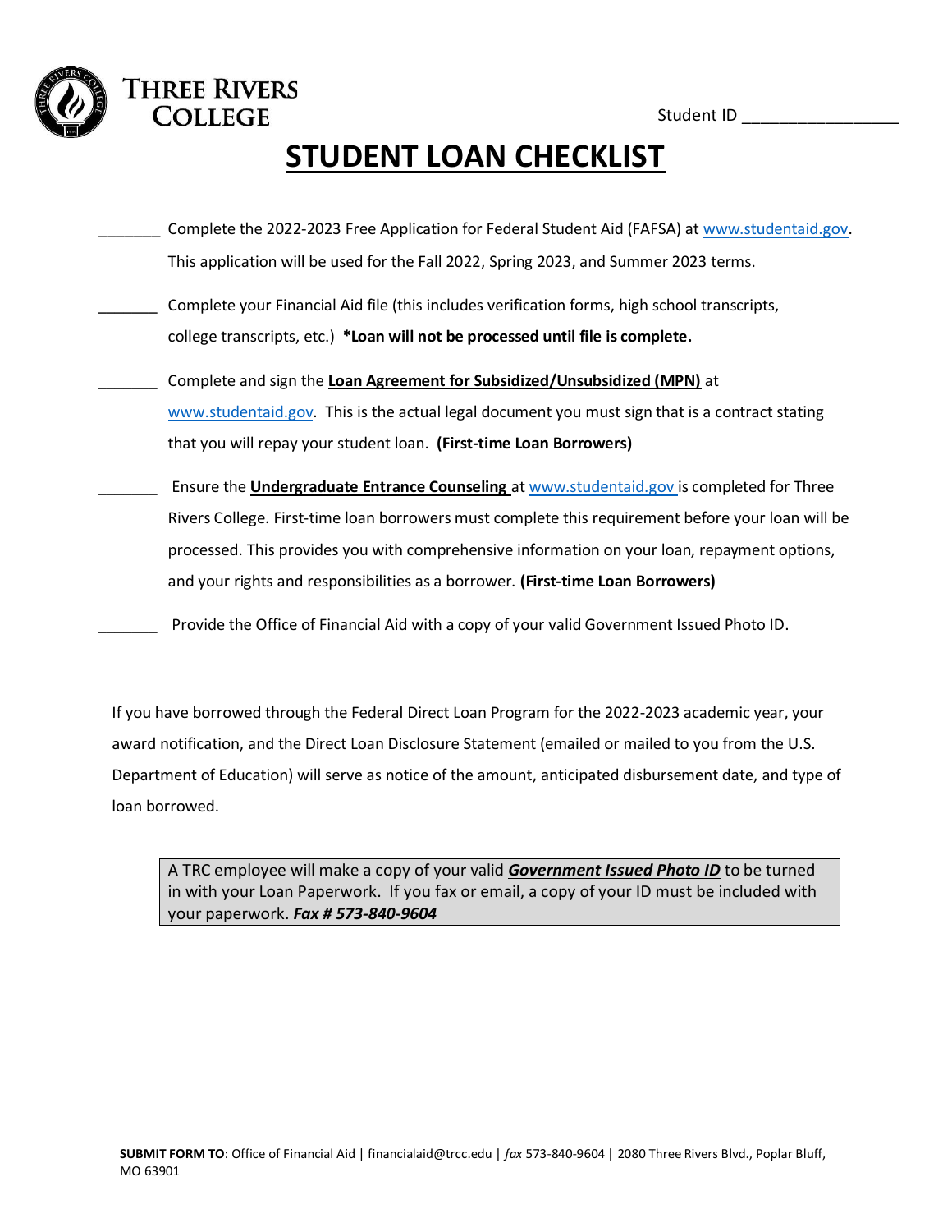**THREE RIVERS COLLEGE**

Student ID ________________

# STUDENT LOAN CHECKLIST

_______ Complete the 2022-2023 Free Application for Federal Student Aid (FAFSA) at www.studentaid.gov. This application will be used for the Fall 2022, Spring 2023, and Summer 2023 terms.

_______ Complete your Financial Aid file (this includes verification forms, high school transcripts, college transcripts, etc.) **\*Loan will not be processed until file is complete.**

_______ Complete and sign the **Loan Agreement for Subsidized/Unsubsidized (MPN)** at www.studentaid.gov. This is the actual legal document you must sign that is a contract stating that you will repay your student loan. **(First-time Loan Borrowers)**

_______ Ensure the **Undergraduate Entrance Counseling** at www.studentaid.gov is completed for Three Rivers College. First-time loan borrowers must complete this requirement before your loan will be processed. This provides you with comprehensive information on your loan, repayment options, and your rights and responsibilities as a borrower. **(First-time Loan Borrowers)**

_______ Provide the Office of Financial Aid with a copy of your valid Government Issued Photo ID.

If you have borrowed through the Federal Direct Loan Program for the 2022-2023 academic year, your award notification, and the Direct Loan Disclosure Statement (emailed or mailed to you from the U.S. Department of Education) will serve as notice of the amount, anticipated disbursement date, and type of loan borrowed.

> A TRC employee will make a copy of your valid ***Government Issued Photo ID*** to be turned in with your Loan Paperwork. If you fax or email, a copy of your ID must be included with your paperwork. ***Fax # 573-840-9604***

**SUBMIT FORM TO**: Office of Financial Aid | financialaid@trcc.edu | *fax* 573-840-9604 | 2080 Three Rivers Blvd., Poplar Bluff, MO 63901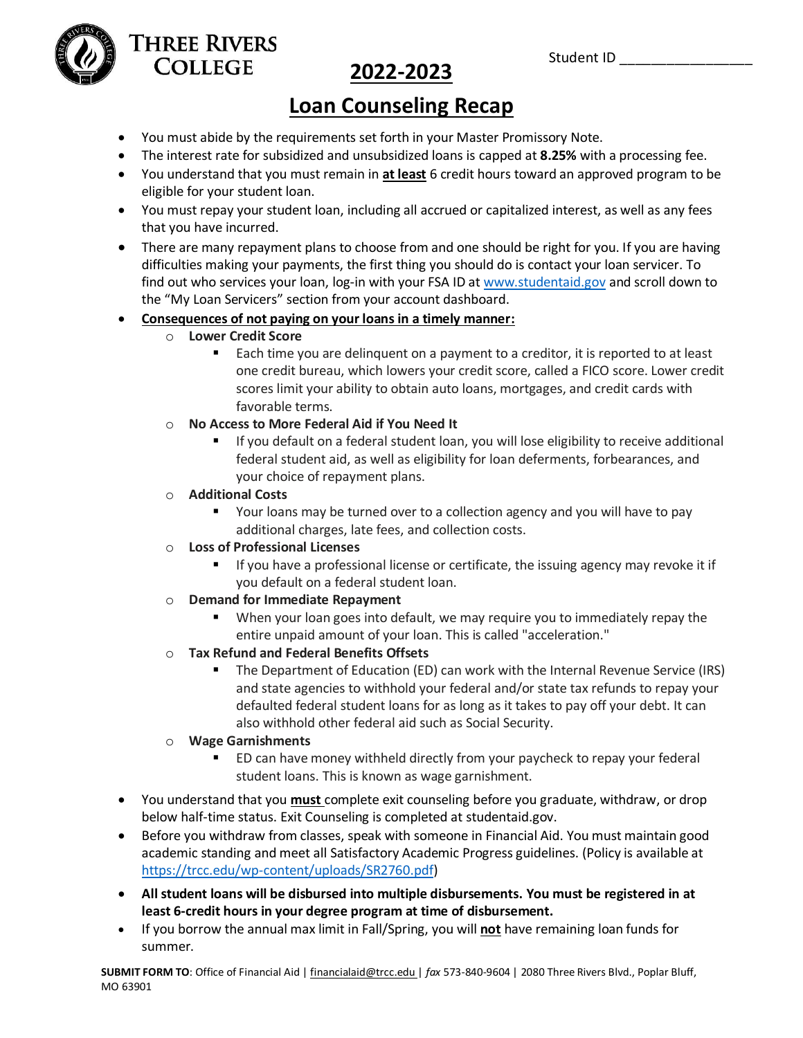**Three Rivers College**

Student ID ________________

# 2022-2023

## Loan Counseling Recap

- You must abide by the requirements set forth in your Master Promissory Note.
- The interest rate for subsidized and unsubsidized loans is capped at **8.25%** with a processing fee.
- You understand that you must remain in **at least** 6 credit hours toward an approved program to be eligible for your student loan.
- You must repay your student loan, including all accrued or capitalized interest, as well as any fees that you have incurred.
- There are many repayment plans to choose from and one should be right for you. If you are having difficulties making your payments, the first thing you should do is contact your loan servicer. To find out who services your loan, log-in with your FSA ID at www.studentaid.gov and scroll down to the "My Loan Servicers" section from your account dashboard.
- **Consequences of not paying on your loans in a timely manner:**
  - **Lower Credit Score**
    - Each time you are delinquent on a payment to a creditor, it is reported to at least one credit bureau, which lowers your credit score, called a FICO score. Lower credit scores limit your ability to obtain auto loans, mortgages, and credit cards with favorable terms.
  - **No Access to More Federal Aid if You Need It**
    - If you default on a federal student loan, you will lose eligibility to receive additional federal student aid, as well as eligibility for loan deferments, forbearances, and your choice of repayment plans.
  - **Additional Costs**
    - Your loans may be turned over to a collection agency and you will have to pay additional charges, late fees, and collection costs.
  - **Loss of Professional Licenses**
    - If you have a professional license or certificate, the issuing agency may revoke it if you default on a federal student loan.
  - **Demand for Immediate Repayment**
    - When your loan goes into default, we may require you to immediately repay the entire unpaid amount of your loan. This is called "acceleration."
  - **Tax Refund and Federal Benefits Offsets**
    - The Department of Education (ED) can work with the Internal Revenue Service (IRS) and state agencies to withhold your federal and/or state tax refunds to repay your defaulted federal student loans for as long as it takes to pay off your debt. It can also withhold other federal aid such as Social Security.
  - **Wage Garnishments**
    - ED can have money withheld directly from your paycheck to repay your federal student loans. This is known as wage garnishment.
- You understand that you **must** complete exit counseling before you graduate, withdraw, or drop below half-time status. Exit Counseling is completed at studentaid.gov.
- Before you withdraw from classes, speak with someone in Financial Aid. You must maintain good academic standing and meet all Satisfactory Academic Progress guidelines. (Policy is available at https://trcc.edu/wp-content/uploads/SR2760.pdf)
- **All student loans will be disbursed into multiple disbursements. You must be registered in at least 6-credit hours in your degree program at time of disbursement.**
- If you borrow the annual max limit in Fall/Spring, you will **not** have remaining loan funds for summer.

**SUBMIT FORM TO**: Office of Financial Aid | financialaid@trcc.edu | *fax* 573-840-9604 | 2080 Three Rivers Blvd., Poplar Bluff, MO 63901